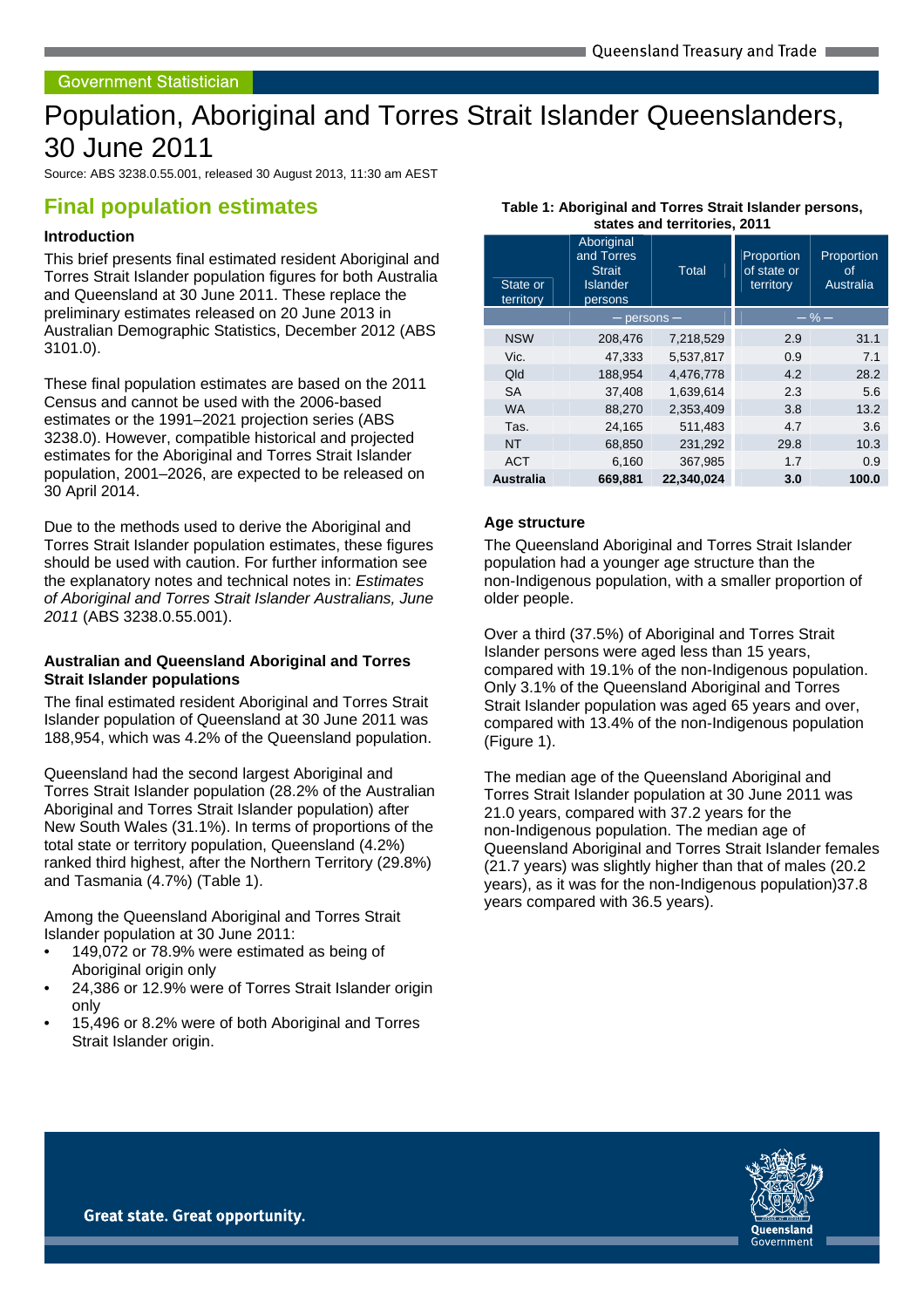Government Statistician

# Population, Aboriginal and Torres Strait Islander Queenslanders, 30 June 2011

Source: ABS 3238.0.55.001, released 30 August 2013, 11:30 am AEST

## Final population estimates

### Introduction

This brief presents final estimated resident Aboriginal and Torres Strait Islander population figures for both Australia and Queensland at 30 June 2011. These replace the preliminary estimates released on 20 June 2013 in Australian Demographic Statistics, December 2012 (ABS 3101.0).

These final population estimates are based on the 2011 Census and cannot be used with the 2006-based estimates or the 1991–2021 projection series (ABS 3238.0). However, compatible historical and projected estimates for the Aboriginal and Torres Strait Islander population, 2001–2026, are expected to be released on 30 April 2014.

Due to the methods used to derive the Aboriginal and Torres Strait Islander population estimates, these figures should be used with caution. For further information see the explanatory notes and technical notes in: *Estimates of Aboriginal and Torres Strait Islander Australians, June 2011* (ABS 3238.0.55.001).

### Australian and Queensland Aboriginal and Torres Strait Islander populations

The final estimated resident Aboriginal and Torres Strait Islander population of Queensland at 30 June 2011 was 188,954, which was 4.2% of the Queensland population.

Queensland had the second largest Aboriginal and Torres Strait Islander population (28.2% of the Australian Aboriginal and Torres Strait Islander population) after New South Wales (31.1%). In terms of proportions of the total state or territory population, Queensland (4.2%) ranked third highest, after the Northern Territory (29.8%) and Tasmania (4.7%) (Table 1).

Among the Queensland Aboriginal and Torres Strait Islander population at 30 June 2011:

- 149,072 or 78.9% were estimated as being of Aboriginal origin only
- 24,386 or 12.9% were of Torres Strait Islander origin only
- 15,496 or 8.2% were of both Aboriginal and Torres Strait Islander origin.

**Table 1: Aboriginal and Torres Strait Islander persons, states and territories, 2011**

| State or territory | Aboriginal and Torres Strait Islander persons | Total | Proportion of state or territory | Proportion of Australia |
|---|---|---|---|---|
| | – persons – | | – % – | |
| NSW | 208,476 | 7,218,529 | 2.9 | 31.1 |
| Vic. | 47,333 | 5,537,817 | 0.9 | 7.1 |
| Qld | 188,954 | 4,476,778 | 4.2 | 28.2 |
| SA | 37,408 | 1,639,614 | 2.3 | 5.6 |
| WA | 88,270 | 2,353,409 | 3.8 | 13.2 |
| Tas. | 24,165 | 511,483 | 4.7 | 3.6 |
| NT | 68,850 | 231,292 | 29.8 | 10.3 |
| ACT | 6,160 | 367,985 | 1.7 | 0.9 |
| **Australia** | **669,881** | **22,340,024** | **3.0** | **100.0** |

### Age structure

The Queensland Aboriginal and Torres Strait Islander population had a younger age structure than the non-Indigenous population, with a smaller proportion of older people.

Over a third (37.5%) of Aboriginal and Torres Strait Islander persons were aged less than 15 years, compared with 19.1% of the non-Indigenous population. Only 3.1% of the Queensland Aboriginal and Torres Strait Islander population was aged 65 years and over, compared with 13.4% of the non-Indigenous population (Figure 1).

The median age of the Queensland Aboriginal and Torres Strait Islander population at 30 June 2011 was 21.0 years, compared with 37.2 years for the non-Indigenous population. The median age of Queensland Aboriginal and Torres Strait Islander females (21.7 years) was slightly higher than that of males (20.2 years), as it was for the non-Indigenous population)37.8 years compared with 36.5 years).

Great state. Great opportunity.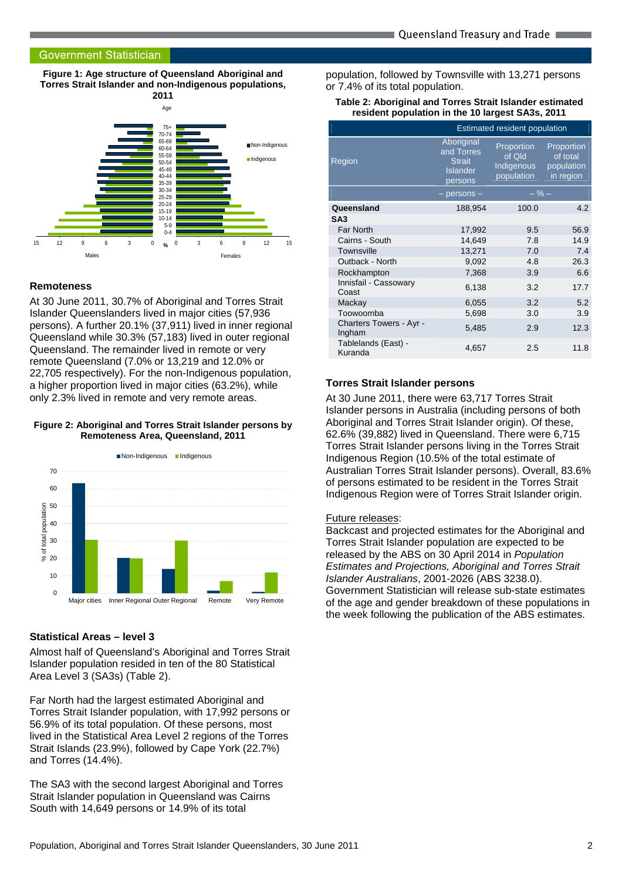**Figure 1: Age structure of Queensland Aboriginal and Torres Strait Islander and non-Indigenous populations, 2011**

**Remoteness**

At 30 June 2011, 30.7% of Aboriginal and Torres Strait Islander Queenslanders lived in major cities (57,936 persons). A further 20.1% (37,911) lived in inner regional Queensland while 30.3% (57,183) lived in outer regional Queensland. The remainder lived in remote or very remote Queensland (7.0% or 13,219 and 12.0% or 22,705 respectively). For the non-Indigenous population, a higher proportion lived in major cities (63.2%), while only 2.3% lived in remote and very remote areas.

**Figure 2: Aboriginal and Torres Strait Islander persons by Remoteness Area, Queensland, 2011**

**Statistical Areas – level 3**

Almost half of Queensland's Aboriginal and Torres Strait Islander population resided in ten of the 80 Statistical Area Level 3 (SA3s) (Table 2).

Far North had the largest estimated Aboriginal and Torres Strait Islander population, with 17,992 persons or 56.9% of its total population. Of these persons, most lived in the Statistical Area Level 2 regions of the Torres Strait Islands (23.9%), followed by Cape York (22.7%) and Torres (14.4%).

The SA3 with the second largest Aboriginal and Torres Strait Islander population in Queensland was Cairns South with 14,649 persons or 14.9% of its total population, followed by Townsville with 13,271 persons or 7.4% of its total population.

**Table 2: Aboriginal and Torres Strait Islander estimated resident population in the 10 largest SA3s, 2011**

| | Estimated resident population | | |
|---|---|---|---|
| Region | Aboriginal and Torres Strait Islander persons | Proportion of Qld Indigenous population | Proportion of total population in region |
| | – persons – | – % – | |
| **Queensland** | 188,954 | 100.0 | 4.2 |
| **SA3** | | | |
| Far North | 17,992 | 9.5 | 56.9 |
| Cairns - South | 14,649 | 7.8 | 14.9 |
| Townsville | 13,271 | 7.0 | 7.4 |
| Outback - North | 9,092 | 4.8 | 26.3 |
| Rockhampton | 7,368 | 3.9 | 6.6 |
| Innisfail - Cassowary Coast | 6,138 | 3.2 | 17.7 |
| Mackay | 6,055 | 3.2 | 5.2 |
| Toowoomba | 5,698 | 3.0 | 3.9 |
| Charters Towers - Ayr - Ingham | 5,485 | 2.9 | 12.3 |
| Tablelands (East) - Kuranda | 4,657 | 2.5 | 11.8 |

**Torres Strait Islander persons**

At 30 June 2011, there were 63,717 Torres Strait Islander persons in Australia (including persons of both Aboriginal and Torres Strait Islander origin). Of these, 62.6% (39,882) lived in Queensland. There were 6,715 Torres Strait Islander persons living in the Torres Strait Indigenous Region (10.5% of the total estimate of Australian Torres Strait Islander persons). Overall, 83.6% of persons estimated to be resident in the Torres Strait Indigenous Region were of Torres Strait Islander origin.

Future releases:

Backcast and projected estimates for the Aboriginal and Torres Strait Islander population are expected to be released by the ABS on 30 April 2014 in *Population Estimates and Projections, Aboriginal and Torres Strait Islander Australians*, 2001-2026 (ABS 3238.0). Government Statistician will release sub-state estimates of the age and gender breakdown of these populations in the week following the publication of the ABS estimates.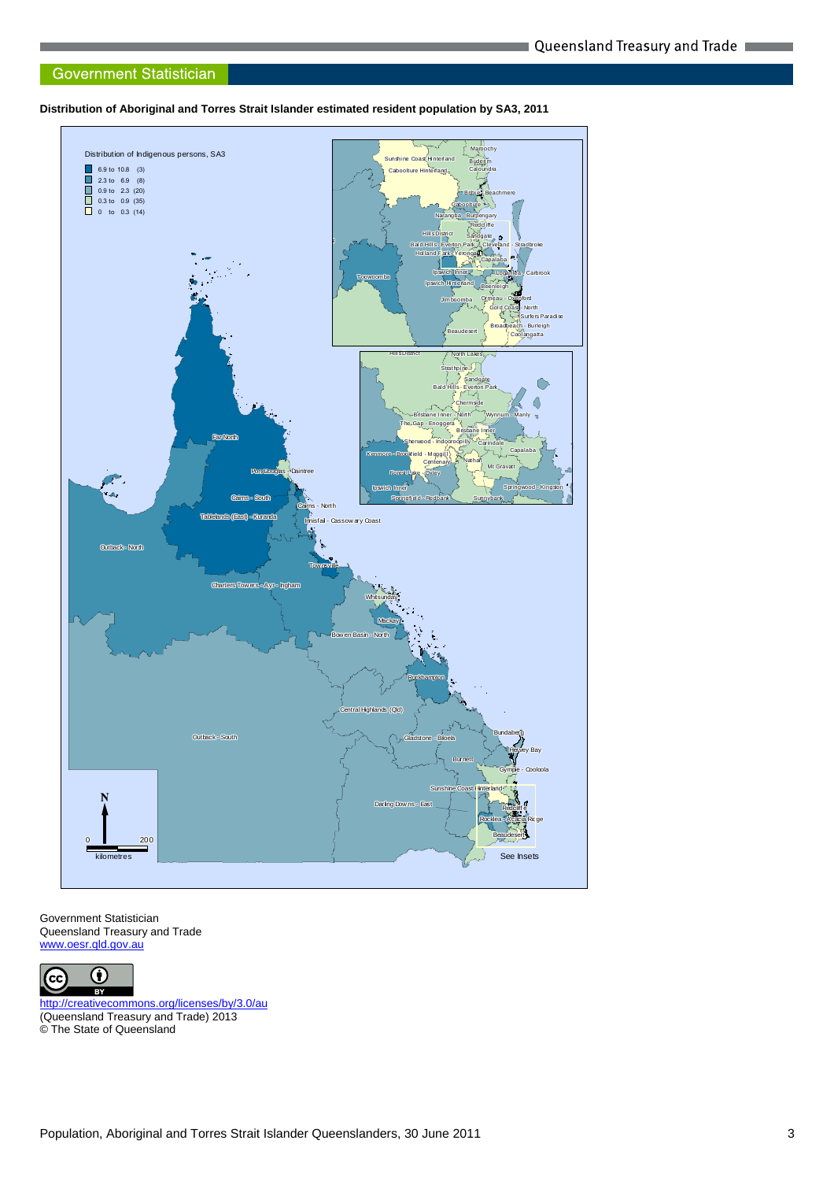## Government Statistician

**Distribution of Aboriginal and Torres Strait Islander estimated resident population by SA3, 2011**

Distribution of Indigenous persons, SA3

6.9 to 10.8 (3)
2.3 to 6.9 (8)
0.9 to 2.3 (20)
0.3 to 0.9 (35)
0 to 0.3 (14)

Far North
Port Douglas - Daintree
Cairns - South
Cairns - North
Tablelands (East) - Kuranda
Innisfail - Cassowary Coast
Outback - North
Townsville
Charters Towers - Ayr - Ingham
Whitsunday
Mackay
Bowen Basin - North
Rockhampton
Central Highlands (Qld)
Outback - South
Gladstone - Biloela
Bundaberg
Hervey Bay
Burnett
Gympie - Cooloola
Sunshine Coast Hinterland
Darling Downs - East
Redcliffe
Rocklea - Acacia Ridge
Beaudesert
See Insets

Maroochy
Sunshine Coast Hinterland
Buderim
Caboolture Hinterland
Caloundra
Bribie - Beachmere
Caboolture
Narangba - Burpengary
Redcliffe
Hills District
Sandgate
Bald Hills - Everton Park
Cleveland - Stradbroke
Holland Park - Yeronga
Capalaba
Toowoomba
Ipswich Inner
Loganlea - Carbrook
Ipswich Hinterland
Beenleigh
Jimboomba
Ormeau - Oxenford
Gold Coast - North
Surfers Paradise
Broadbeach - Burleigh
Beaudesert
Coolangatta

Hills District
North Lakes
Strathpine
Sandgate
Bald Hills - Everton Park
Chermside
Brisbane Inner - North
Wynnum - Manly
The Gap - Enoggera
Brisbane Inner
Sherwood - Indooroopilly
Carindale
Kenmore - Brookfield - Moggill
Capalaba
Centenary
Nathan
Mt Gravatt
Forest Lake - Oxley
Ipswich Inner
Springwood - Kingston
Springfield - Redbank
Sunnybank

N

0 200
kilometres

Government Statistician
Queensland Treasury and Trade
www.oesr.qld.gov.au

http://creativecommons.org/licenses/by/3.0/au
(Queensland Treasury and Trade) 2013
© The State of Queensland